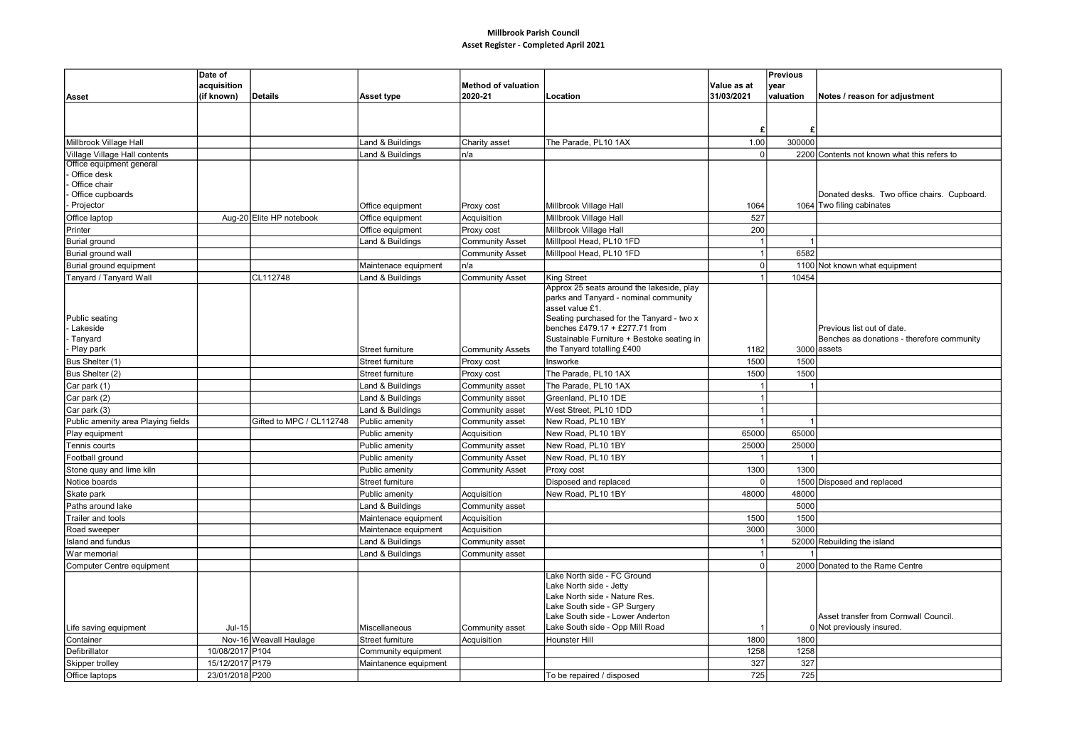**Millbrook Parish Council**

**Asset Register - Completed April 2021**

| Asset | Date of acquisition (if known) | Details | Asset type | Method of valuation 2020-21 | Location | Value as at 31/03/2021 | Previous year valuation | Notes / reason for adjustment |
|---|---|---|---|---|---|---|---|---|
| | | | | | | £ | £ | |
| Millbrook Village Hall | | | Land & Buildings | Charity asset | The Parade, PL10 1AX | 1.00 | 300000 | |
| Village Village Hall contents | | | Land & Buildings | n/a | | 0 | 2200 | Contents not known what this refers to |
| Office equipment general<br>- Office desk<br>- Office chair<br>- Office cupboards<br>- Projector | | | Office equipment | Proxy cost | Millbrook Village Hall | 1064 | 1064 | Donated desks. Two office chairs. Cupboard. Two filing cabinates |
| Office laptop | Aug-20 | Elite HP notebook | Office equipment | Acquisition | Millbrook Village Hall | 527 | | |
| Printer | | | Office equipment | Proxy cost | Millbrook Village Hall | 200 | | |
| Burial ground | | | Land & Buildings | Community Asset | Milllpool Head, PL10 1FD | 1 | 1 | |
| Burial ground wall | | | | Community Asset | Milllpool Head, PL10 1FD | 1 | 6582 | |
| Burial ground equipment | | | Maintenace equipment | n/a | | 0 | 1100 | Not known what equipment |
| Tanyard / Tanyard Wall | | CL112748 | Land & Buildings | Community Asset | King Street | 1 | 10454 | |
| Public seating<br>- Lakeside<br>- Tanyard<br>- Play park | | | Street furniture | Community Assets | Approx 25 seats around the lakeside, play parks and Tanyard - nominal community asset value £1.<br>Seating purchased for the Tanyard - two x benches £479.17 + £277.71 from Sustainable Furniture + Bestoke seating in the Tanyard totalling £400 | 1182 | 3000 | Previous list out of date.<br>Benches as donations - therefore community assets |
| Bus Shelter (1) | | | Street furniture | Proxy cost | Insworke | 1500 | 1500 | |
| Bus Shelter (2) | | | Street furniture | Proxy cost | The Parade, PL10 1AX | 1500 | 1500 | |
| Car park (1) | | | Land & Buildings | Community asset | The Parade, PL10 1AX | 1 | 1 | |
| Car park (2) | | | Land & Buildings | Community asset | Greenland, PL10 1DE | 1 | | |
| Car park (3) | | | Land & Buildings | Community asset | West Street, PL10 1DD | 1 | | |
| Public amenity area Playing fields | | Gifted to MPC / CL112748 | Public amenity | Community asset | New Road, PL10 1BY | 1 | 1 | |
| Play equipment | | | Public amenity | Acquisition | New Road, PL10 1BY | 65000 | 65000 | |
| Tennis courts | | | Public amenity | Community asset | New Road, PL10 1BY | 25000 | 25000 | |
| Football ground | | | Public amenity | Community Asset | New Road, PL10 1BY | 1 | 1 | |
| Stone quay and lime kiln | | | Public amenity | Community Asset | Proxy cost | 1300 | 1300 | |
| Notice boards | | | Street furniture | | Disposed and replaced | 0 | 1500 | Disposed and replaced |
| Skate park | | | Public amenity | Acquisition | New Road, PL10 1BY | 48000 | 48000 | |
| Paths around lake | | | Land & Buildings | Community asset | | | 5000 | |
| Trailer and tools | | | Maintenace equipment | Acquisition | | 1500 | 1500 | |
| Road sweeper | | | Maintenace equipment | Acquisition | | 3000 | 3000 | |
| Island and fundus | | | Land & Buildings | Community asset | | 1 | 52000 | Rebuilding the island |
| War memorial | | | Land & Buildings | Community asset | | 1 | 1 | |
| Computer Centre equipment | | | | | | 0 | 2000 | Donated to the Rame Centre |
| Life saving equipment | Jul-15 | | Miscellaneous | Community asset | Lake North side - FC Ground<br>Lake North side - Jetty<br>Lake North side - Nature Res.<br>Lake South side - GP Surgery<br>Lake South side - Lower Anderton<br>Lake South side - Opp Mill Road | 1 | 0 | Asset transfer from Cornwall Council.<br>Not previously insured. |
| Container | Nov-16 | Weavall Haulage | Street furniture | Acquisition | Hounster Hill | 1800 | 1800 | |
| Defibrillator | 10/08/2017 | P104 | Community equipment | | | 1258 | 1258 | |
| Skipper trolley | 15/12/2017 | P179 | Maintanence equipment | | | 327 | 327 | |
| Office laptops | 23/01/2018 | P200 | | | To be repaired / disposed | 725 | 725 | |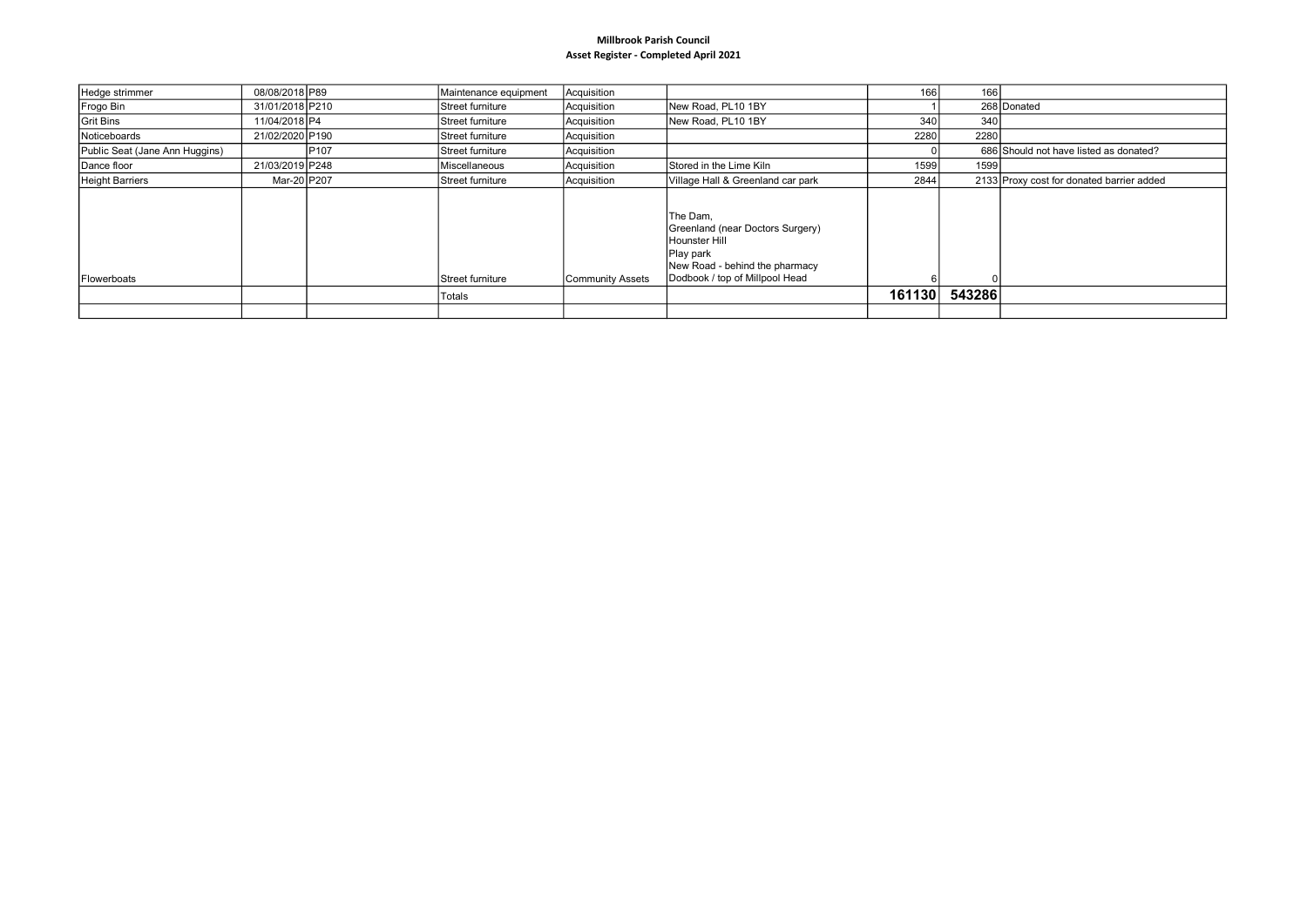**Millbrook Parish Council**
**Asset Register - Completed April 2021**

| | | | | | | | | |
|---|---|---|---|---|---|---|---|---|
| Hedge strimmer | 08/08/2018 | P89 | Maintenance equipment | Acquisition | | 166 | 166 | |
| Frogo Bin | 31/01/2018 | P210 | Street furniture | Acquisition | New Road, PL10 1BY | 1 | 268 | Donated |
| Grit Bins | 11/04/2018 | P4 | Street furniture | Acquisition | New Road, PL10 1BY | 340 | 340 | |
| Noticeboards | 21/02/2020 | P190 | Street furniture | Acquisition | | 2280 | 2280 | |
| Public Seat (Jane Ann Huggins) | | P107 | Street furniture | Acquisition | | 0 | 686 | Should not have listed as donated? |
| Dance floor | 21/03/2019 | P248 | Miscellaneous | Acquisition | Stored in the Lime Kiln | 1599 | 1599 | |
| Height Barriers | Mar-20 | P207 | Street furniture | Acquisition | Village Hall & Greenland car park | 2844 | 2133 | Proxy cost for donated barrier added |
| Flowerboats | | | Street furniture | Community Assets | The Dam,<br>Greenland (near Doctors Surgery)<br>Hounster Hill<br>Play park<br>New Road - behind the pharmacy<br>Dodbook / top of Millpool Head | 6 | 0 | |
| | | | Totals | | | **161130** | **543286** | |
| | | | | | | | | |